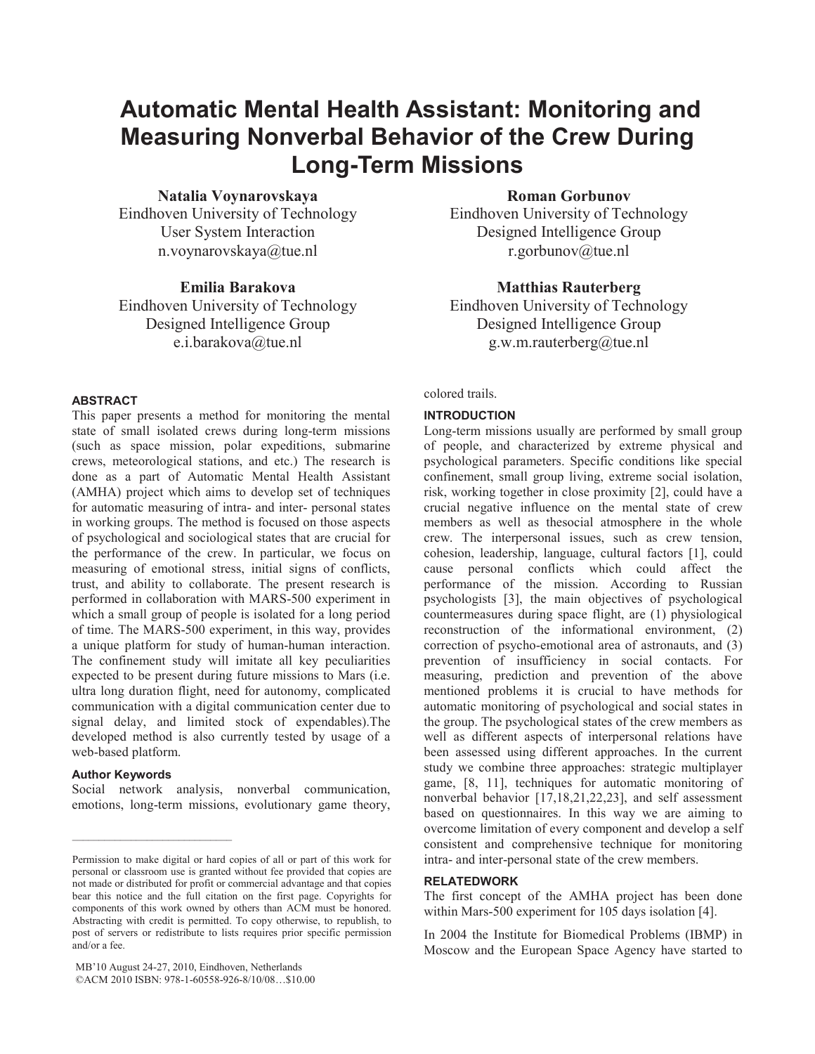# Automatic Mental Health Assistant: Monitoring and Measuring Nonverbal Behavior of the Crew During Long-Term Missions

**Natalia Voynarovskaya**
Eindhoven University of Technology
User System Interaction
n.voynarovskaya@tue.nl

**Roman Gorbunov**
Eindhoven University of Technology
Designed Intelligence Group
r.gorbunov@tue.nl

**Emilia Barakova**
Eindhoven University of Technology
Designed Intelligence Group
e.i.barakova@tue.nl

**Matthias Rauterberg**
Eindhoven University of Technology
Designed Intelligence Group
g.w.m.rauterberg@tue.nl

## ABSTRACT

This paper presents a method for monitoring the mental state of small isolated crews during long-term missions (such as space mission, polar expeditions, submarine crews, meteorological stations, and etc.) The research is done as a part of Automatic Mental Health Assistant (AMHA) project which aims to develop set of techniques for automatic measuring of intra- and inter- personal states in working groups. The method is focused on those aspects of psychological and sociological states that are crucial for the performance of the crew. In particular, we focus on measuring of emotional stress, initial signs of conflicts, trust, and ability to collaborate. The present research is performed in collaboration with MARS-500 experiment in which a small group of people is isolated for a long period of time. The MARS-500 experiment, in this way, provides a unique platform for study of human-human interaction. The confinement study will imitate all key peculiarities expected to be present during future missions to Mars (i.e. ultra long duration flight, need for autonomy, complicated communication with a digital communication center due to signal delay, and limited stock of expendables).The developed method is also currently tested by usage of a web-based platform.

### Author Keywords

Social network analysis, nonverbal communication, emotions, long-term missions, evolutionary game theory, colored trails.

Permission to make digital or hard copies of all or part of this work for personal or classroom use is granted without fee provided that copies are not made or distributed for profit or commercial advantage and that copies bear this notice and the full citation on the first page. Copyrights for components of this work owned by others than ACM must be honored. Abstracting with credit is permitted. To copy otherwise, to republish, to post of servers or redistribute to lists requires prior specific permission and/or a fee.

MB'10 August 24-27, 2010, Eindhoven, Netherlands
©ACM 2010 ISBN: 978-1-60558-926-8/10/08…$10.00

## INTRODUCTION

Long-term missions usually are performed by small group of people, and characterized by extreme physical and psychological parameters. Specific conditions like special confinement, small group living, extreme social isolation, risk, working together in close proximity [2], could have a crucial negative influence on the mental state of crew members as well as thesocial atmosphere in the whole crew. The interpersonal issues, such as crew tension, cohesion, leadership, language, cultural factors [1], could cause personal conflicts which could affect the performance of the mission. According to Russian psychologists [3], the main objectives of psychological countermeasures during space flight, are (1) physiological reconstruction of the informational environment, (2) correction of psycho-emotional area of astronauts, and (3) prevention of insufficiency in social contacts. For measuring, prediction and prevention of the above mentioned problems it is crucial to have methods for automatic monitoring of psychological and social states in the group. The psychological states of the crew members as well as different aspects of interpersonal relations have been assessed using different approaches. In the current study we combine three approaches: strategic multiplayer game, [8, 11], techniques for automatic monitoring of nonverbal behavior [17,18,21,22,23], and self assessment based on questionnaires. In this way we are aiming to overcome limitation of every component and develop a self consistent and comprehensive technique for monitoring intra- and inter-personal state of the crew members.

## RELATEDWORK

The first concept of the AMHA project has been done within Mars-500 experiment for 105 days isolation [4].

In 2004 the Institute for Biomedical Problems (IBMP) in Moscow and the European Space Agency have started to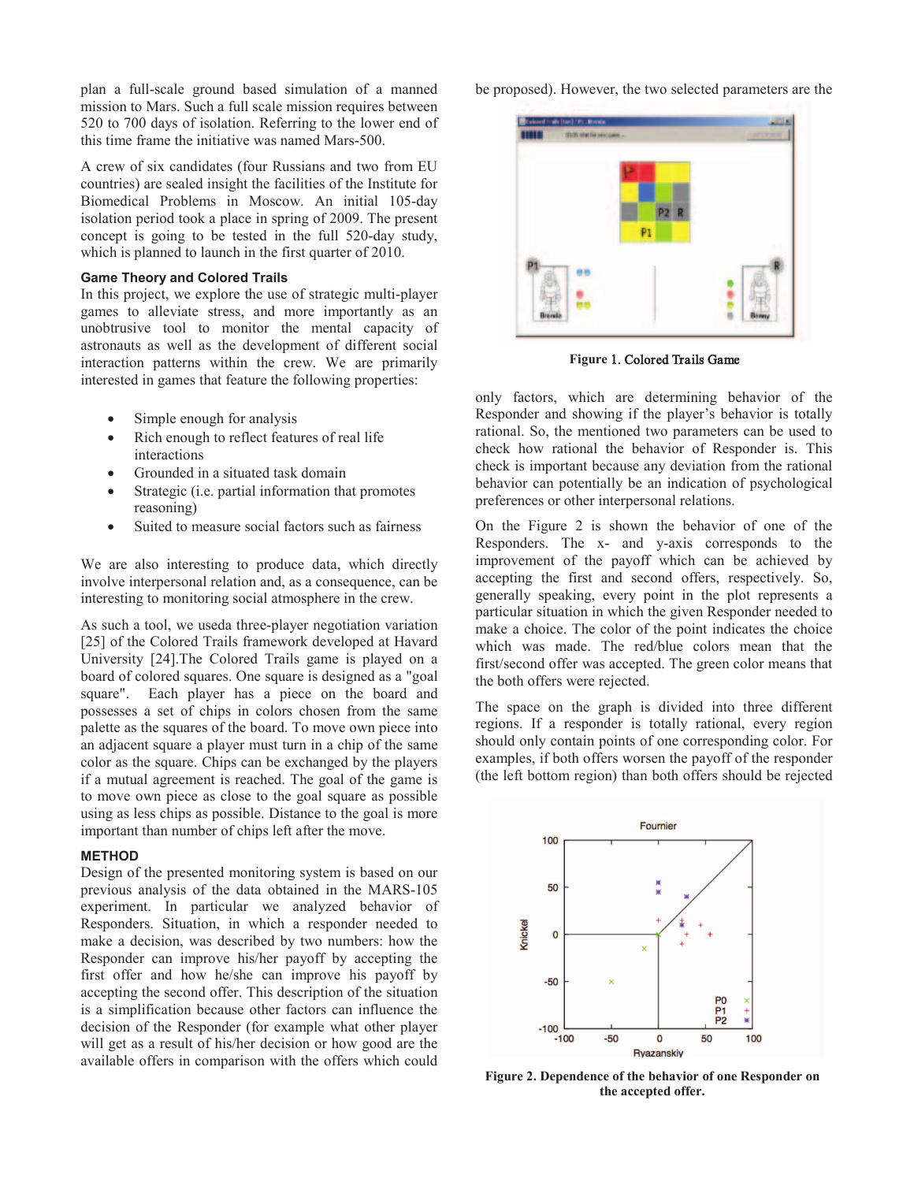plan a full-scale ground based simulation of a manned mission to Mars. Such a full scale mission requires between 520 to 700 days of isolation. Referring to the lower end of this time frame the initiative was named Mars-500.

A crew of six candidates (four Russians and two from EU countries) are sealed insight the facilities of the Institute for Biomedical Problems in Moscow. An initial 105-day isolation period took a place in spring of 2009. The present concept is going to be tested in the full 520-day study, which is planned to launch in the first quarter of 2010.

### Game Theory and Colored Trails

In this project, we explore the use of strategic multi-player games to alleviate stress, and more importantly as an unobtrusive tool to monitor the mental capacity of astronauts as well as the development of different social interaction patterns within the crew. We are primarily interested in games that feature the following properties:

- Simple enough for analysis
- Rich enough to reflect features of real life interactions
- Grounded in a situated task domain
- Strategic (i.e. partial information that promotes reasoning)
- Suited to measure social factors such as fairness

We are also interesting to produce data, which directly involve interpersonal relation and, as a consequence, can be interesting to monitoring social atmosphere in the crew.

As such a tool, we useda three-player negotiation variation [25] of the Colored Trails framework developed at Havard University [24].The Colored Trails game is played on a board of colored squares. One square is designed as a "goal square". Each player has a piece on the board and possesses a set of chips in colors chosen from the same palette as the squares of the board. To move own piece into an adjacent square a player must turn in a chip of the same color as the square. Chips can be exchanged by the players if a mutual agreement is reached. The goal of the game is to move own piece as close to the goal square as possible using as less chips as possible. Distance to the goal is more important than number of chips left after the move.

### METHOD

Design of the presented monitoring system is based on our previous analysis of the data obtained in the MARS-105 experiment. In particular we analyzed behavior of Responders. Situation, in which a responder needed to make a decision, was described by two numbers: how the Responder can improve his/her payoff by accepting the first offer and how he/she can improve his payoff by accepting the second offer. This description of the situation is a simplification because other factors can influence the decision of the Responder (for example what other player will get as a result of his/her decision or how good are the available offers in comparison with the offers which could be proposed). However, the two selected parameters are the only factors, which are determining behavior of the Responder and showing if the player's behavior is totally rational. So, the mentioned two parameters can be used to check how rational the behavior of Responder is. This check is important because any deviation from the rational behavior can potentially be an indication of psychological preferences or other interpersonal relations.

Figure 1. Colored Trails Game

On the Figure 2 is shown the behavior of one of the Responders. The x- and y-axis corresponds to the improvement of the payoff which can be achieved by accepting the first and second offers, respectively. So, generally speaking, every point in the plot represents a particular situation in which the given Responder needed to make a choice. The color of the point indicates the choice which was made. The red/blue colors mean that the first/second offer was accepted. The green color means that the both offers were rejected.

The space on the graph is divided into three different regions. If a responder is totally rational, every region should only contain points of one corresponding color. For examples, if both offers worsen the payoff of the responder (the left bottom region) than both offers should be rejected

Fournier
Knickel
Ryazanskiy
100
50
0
-50
-100
-100
-50
0
50
100
P0
P1
P2

Figure 2. Dependence of the behavior of one Responder on the accepted offer.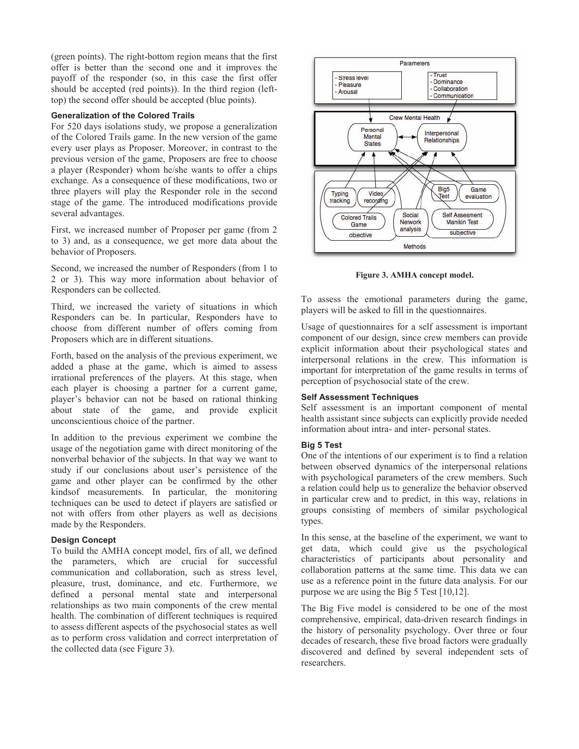(green points). The right-bottom region means that the first offer is better than the second one and it improves the payoff of the responder (so, in this case the first offer should be accepted (red points)). In the third region (left-top) the second offer should be accepted (blue points).

### Generalization of the Colored Trails

For 520 days isolations study, we propose a generalization of the Colored Trails game. In the new version of the game every user plays as Proposer. Moreover, in contrast to the previous version of the game, Proposers are free to choose a player (Responder) whom he/she wants to offer a chips exchange. As a consequence of these modifications, two or three players will play the Responder role in the second stage of the game. The introduced modifications provide several advantages.

First, we increased number of Proposer per game (from 2 to 3) and, as a consequence, we get more data about the behavior of Proposers.

Second, we increased the number of Responders (from 1 to 2 or 3). This way more information about behavior of Responders can be collected.

Third, we increased the variety of situations in which Responders can be. In particular, Responders have to choose from different number of offers coming from Proposers which are in different situations.

Forth, based on the analysis of the previous experiment, we added a phase at the game, which is aimed to assess irrational preferences of the players. At this stage, when each player is choosing a partner for a current game, player's behavior can not be based on rational thinking about state of the game, and provide explicit unconscientious choice of the partner.

In addition to the previous experiment we combine the usage of the negotiation game with direct monitoring of the nonverbal behavior of the subjects. In that way we want to study if our conclusions about user's persistence of the game and other player can be confirmed by the other kindsof measurements. In particular, the monitoring techniques can be used to detect if players are satisfied or not with offers from other players as well as decisions made by the Responders.

### Design Concept

To build the AMHA concept model, firs of all, we defined the parameters, which are crucial for successful communication and collaboration, such as stress level, pleasure, trust, dominance, and etc. Furthermore, we defined a personal mental state and interpersonal relationships as two main components of the crew mental health. The combination of different techniques is required to assess different aspects of the psychosocial states as well as to perform cross validation and correct interpretation of the collected data (see Figure 3).

Parameters

- Stress level
- Pleasure
- Arousal

- Trust
- Dominance
- Collaboration
- Communication

Crew Mental Health

Personal Mental States

Interpersonal Relationships

Typing tracking

Video recording

Big5 Test

Game evaluation

Colored Trails Game

Social Network analysis

Self Assesment Manikin Test

objective

subjective

Methods

**Figure 3. AMHA concept model.**

To assess the emotional parameters during the game, players will be asked to fill in the questionnaires.

Usage of questionnaires for a self assessment is important component of our design, since crew members can provide explicit information about their psychological states and interpersonal relations in the crew. This information is important for interpretation of the game results in terms of perception of psychosocial state of the crew.

### Self Assessment Techniques

Self assessment is an important component of mental health assistant since subjects can explicitly provide needed information about intra- and inter- personal states.

### Big 5 Test

One of the intentions of our experiment is to find a relation between observed dynamics of the interpersonal relations with psychological parameters of the crew members. Such a relation could help us to generalize the behavior observed in particular crew and to predict, in this way, relations in groups consisting of members of similar psychological types.

In this sense, at the baseline of the experiment, we want to get data, which could give us the psychological characteristics of participants about personality and collaboration patterns at the same time. This data we can use as a reference point in the future data analysis. For our purpose we are using the Big 5 Test [10,12].

The Big Five model is considered to be one of the most comprehensive, empirical, data-driven research findings in the history of personality psychology. Over three or four decades of research, these five broad factors were gradually discovered and defined by several independent sets of researchers.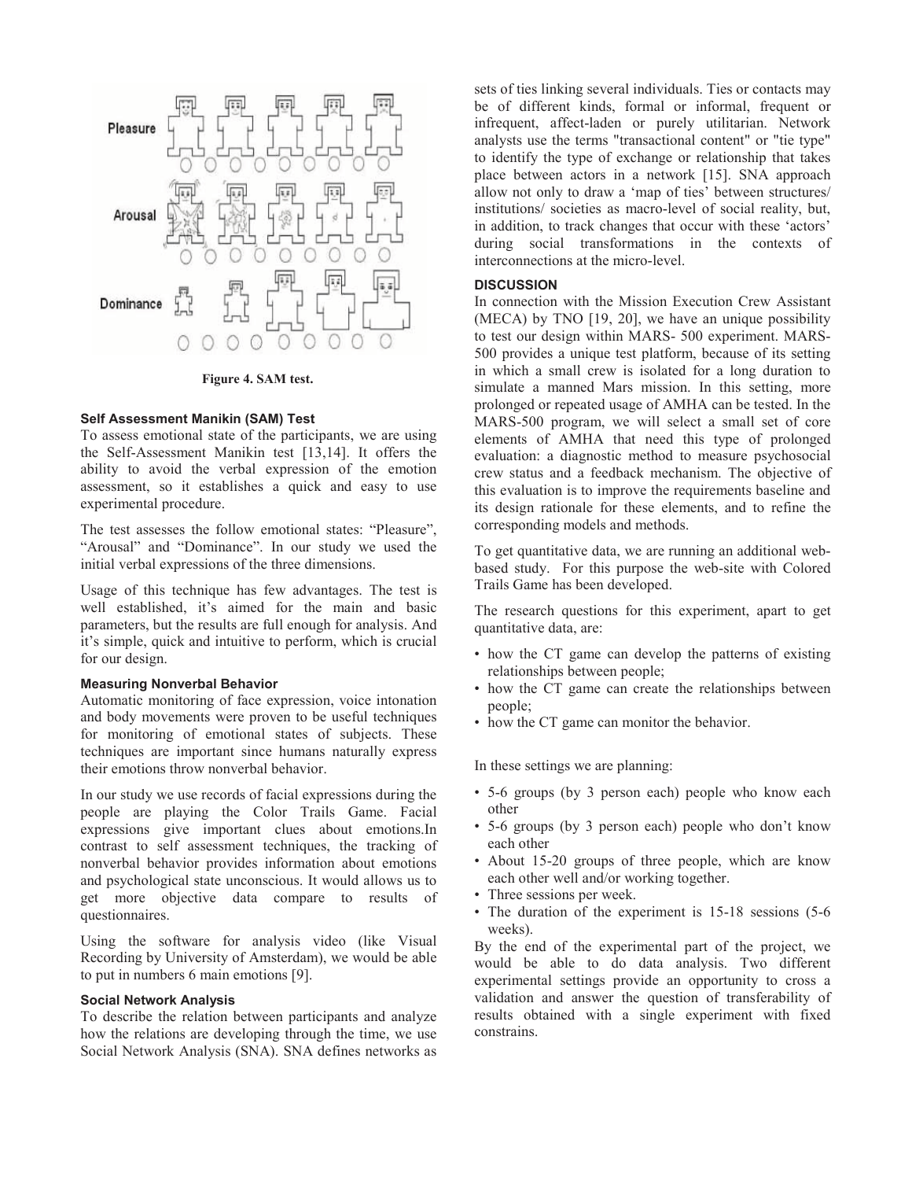Figure 4. SAM test.

### Self Assessment Manikin (SAM) Test

To assess emotional state of the participants, we are using the Self-Assessment Manikin test [13,14]. It offers the ability to avoid the verbal expression of the emotion assessment, so it establishes a quick and easy to use experimental procedure.

The test assesses the follow emotional states: "Pleasure", "Arousal" and "Dominance". In our study we used the initial verbal expressions of the three dimensions.

Usage of this technique has few advantages. The test is well established, it's aimed for the main and basic parameters, but the results are full enough for analysis. And it's simple, quick and intuitive to perform, which is crucial for our design.

### Measuring Nonverbal Behavior

Automatic monitoring of face expression, voice intonation and body movements were proven to be useful techniques for monitoring of emotional states of subjects. These techniques are important since humans naturally express their emotions throw nonverbal behavior.

In our study we use records of facial expressions during the people are playing the Color Trails Game. Facial expressions give important clues about emotions.In contrast to self assessment techniques, the tracking of nonverbal behavior provides information about emotions and psychological state unconscious. It would allows us to get more objective data compare to results of questionnaires.

Using the software for analysis video (like Visual Recording by University of Amsterdam), we would be able to put in numbers 6 main emotions [9].

### Social Network Analysis

To describe the relation between participants and analyze how the relations are developing through the time, we use Social Network Analysis (SNA). SNA defines networks as sets of ties linking several individuals. Ties or contacts may be of different kinds, formal or informal, frequent or infrequent, affect-laden or purely utilitarian. Network analysts use the terms "transactional content" or "tie type" to identify the type of exchange or relationship that takes place between actors in a network [15]. SNA approach allow not only to draw a 'map of ties' between structures/ institutions/ societies as macro-level of social reality, but, in addition, to track changes that occur with these 'actors' during social transformations in the contexts of interconnections at the micro-level.

## DISCUSSION

In connection with the Mission Execution Crew Assistant (MECA) by TNO [19, 20], we have an unique possibility to test our design within MARS- 500 experiment. MARS-500 provides a unique test platform, because of its setting in which a small crew is isolated for a long duration to simulate a manned Mars mission. In this setting, more prolonged or repeated usage of AMHA can be tested. In the MARS-500 program, we will select a small set of core elements of AMHA that need this type of prolonged evaluation: a diagnostic method to measure psychosocial crew status and a feedback mechanism. The objective of this evaluation is to improve the requirements baseline and its design rationale for these elements, and to refine the corresponding models and methods.

To get quantitative data, we are running an additional web-based study. For this purpose the web-site with Colored Trails Game has been developed.

The research questions for this experiment, apart to get quantitative data, are:

- how the CT game can develop the patterns of existing relationships between people;
- how the CT game can create the relationships between people;
- how the CT game can monitor the behavior.

In these settings we are planning:

- 5-6 groups (by 3 person each) people who know each other
- 5-6 groups (by 3 person each) people who don't know each other
- About 15-20 groups of three people, which are know each other well and/or working together.
- Three sessions per week.
- The duration of the experiment is 15-18 sessions (5-6 weeks).

By the end of the experimental part of the project, we would be able to do data analysis. Two different experimental settings provide an opportunity to cross a validation and answer the question of transferability of results obtained with a single experiment with fixed constrains.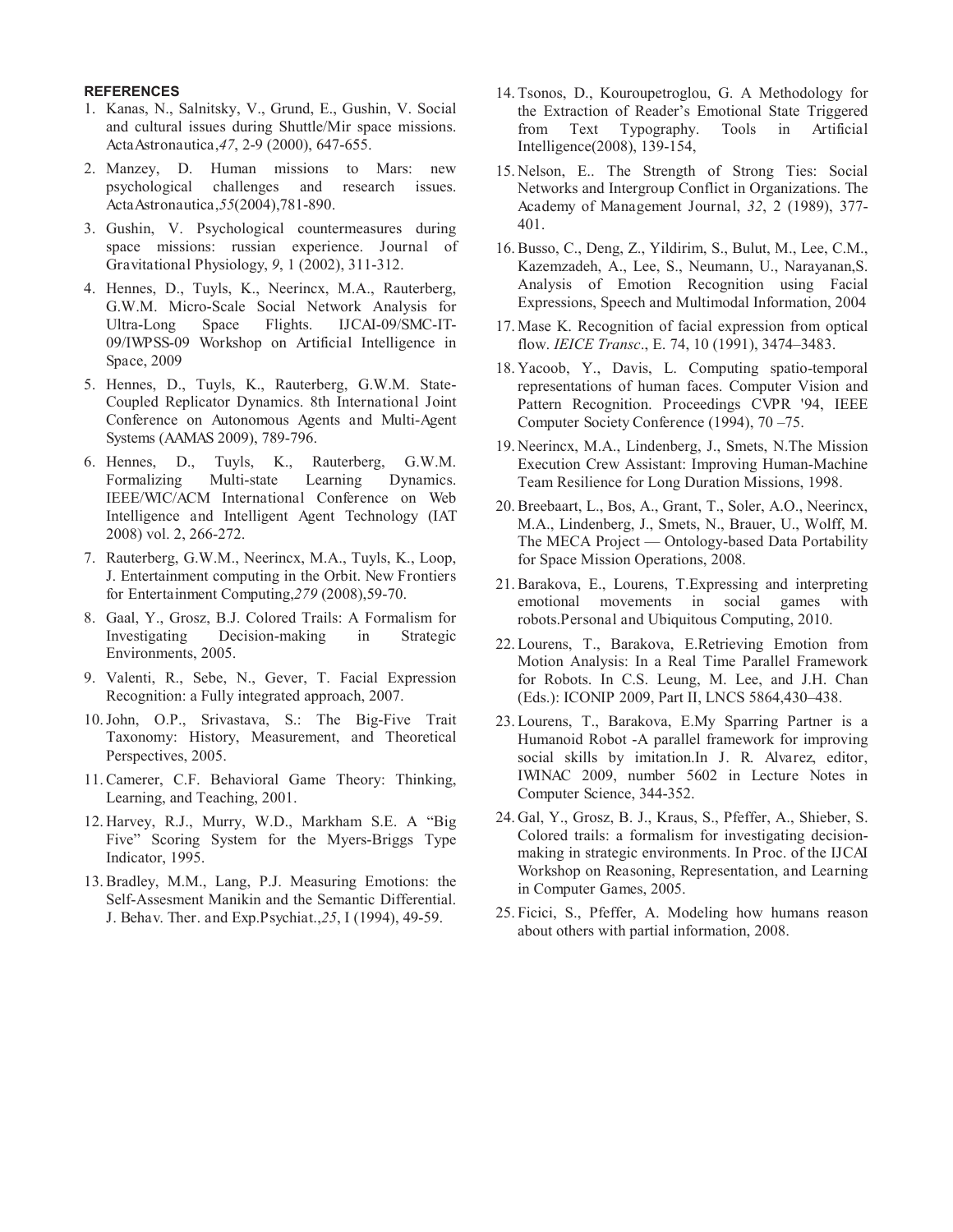**REFERENCES**

1. Kanas, N., Salnitsky, V., Grund, E., Gushin, V. Social and cultural issues during Shuttle/Mir space missions. ActaAstronautica,*47*, 2-9 (2000), 647-655.
2. Manzey, D. Human missions to Mars: new psychological challenges and research issues. ActaAstronautica,*55*(2004),781-890.
3. Gushin, V. Psychological countermeasures during space missions: russian experience. Journal of Gravitational Physiology, *9*, 1 (2002), 311-312.
4. Hennes, D., Tuyls, K., Neerincx, M.A., Rauterberg, G.W.M. Micro-Scale Social Network Analysis for Ultra-Long Space Flights. IJCAI-09/SMC-IT-09/IWPSS-09 Workshop on Artificial Intelligence in Space, 2009
5. Hennes, D., Tuyls, K., Rauterberg, G.W.M. State-Coupled Replicator Dynamics. 8th International Joint Conference on Autonomous Agents and Multi-Agent Systems (AAMAS 2009), 789-796.
6. Hennes, D., Tuyls, K., Rauterberg, G.W.M. Formalizing Multi-state Learning Dynamics. IEEE/WIC/ACM International Conference on Web Intelligence and Intelligent Agent Technology (IAT 2008) vol. 2, 266-272.
7. Rauterberg, G.W.M., Neerincx, M.A., Tuyls, K., Loop, J. Entertainment computing in the Orbit. New Frontiers for Entertainment Computing,*279* (2008),59-70.
8. Gaal, Y., Grosz, B.J. Colored Trails: A Formalism for Investigating Decision-making in Strategic Environments, 2005.
9. Valenti, R., Sebe, N., Gever, T. Facial Expression Recognition: a Fully integrated approach, 2007.
10. John, O.P., Srivastava, S.: The Big-Five Trait Taxonomy: History, Measurement, and Theoretical Perspectives, 2005.
11. Camerer, C.F. Behavioral Game Theory: Thinking, Learning, and Teaching, 2001.
12. Harvey, R.J., Murry, W.D., Markham S.E. A "Big Five" Scoring System for the Myers-Briggs Type Indicator, 1995.
13. Bradley, M.M., Lang, P.J. Measuring Emotions: the Self-Assesment Manikin and the Semantic Differential. J. Behav. Ther. and Exp.Psychiat.,*25*, I (1994), 49-59.
14. Tsonos, D., Kouroupetroglou, G. A Methodology for the Extraction of Reader's Emotional State Triggered from Text Typography. Tools in Artificial Intelligence(2008), 139-154,
15. Nelson, E.. The Strength of Strong Ties: Social Networks and Intergroup Conflict in Organizations. The Academy of Management Journal, *32*, 2 (1989), 377-401.
16. Busso, C., Deng, Z., Yildirim, S., Bulut, M., Lee, C.M., Kazemzadeh, A., Lee, S., Neumann, U., Narayanan,S. Analysis of Emotion Recognition using Facial Expressions, Speech and Multimodal Information, 2004
17. Mase K. Recognition of facial expression from optical flow. *IEICE Transc*., E. 74, 10 (1991), 3474–3483.
18. Yacoob, Y., Davis, L. Computing spatio-temporal representations of human faces. Computer Vision and Pattern Recognition. Proceedings CVPR '94, IEEE Computer Society Conference (1994), 70 –75.
19. Neerincx, M.A., Lindenberg, J., Smets, N.The Mission Execution Crew Assistant: Improving Human-Machine Team Resilience for Long Duration Missions, 1998.
20. Breebaart, L., Bos, A., Grant, T., Soler, A.O., Neerincx, M.A., Lindenberg, J., Smets, N., Brauer, U., Wolff, M. The MECA Project — Ontology-based Data Portability for Space Mission Operations, 2008.
21. Barakova, E., Lourens, T.Expressing and interpreting emotional movements in social games with robots.Personal and Ubiquitous Computing, 2010.
22. Lourens, T., Barakova, E.Retrieving Emotion from Motion Analysis: In a Real Time Parallel Framework for Robots. In C.S. Leung, M. Lee, and J.H. Chan (Eds.): ICONIP 2009, Part II, LNCS 5864,430–438.
23. Lourens, T., Barakova, E.My Sparring Partner is a Humanoid Robot -A parallel framework for improving social skills by imitation.In J. R. Alvarez, editor, IWINAC 2009, number 5602 in Lecture Notes in Computer Science, 344-352.
24. Gal, Y., Grosz, B. J., Kraus, S., Pfeffer, A., Shieber, S. Colored trails: a formalism for investigating decision-making in strategic environments. In Proc. of the IJCAI Workshop on Reasoning, Representation, and Learning in Computer Games, 2005.
25. Ficici, S., Pfeffer, A. Modeling how humans reason about others with partial information, 2008.